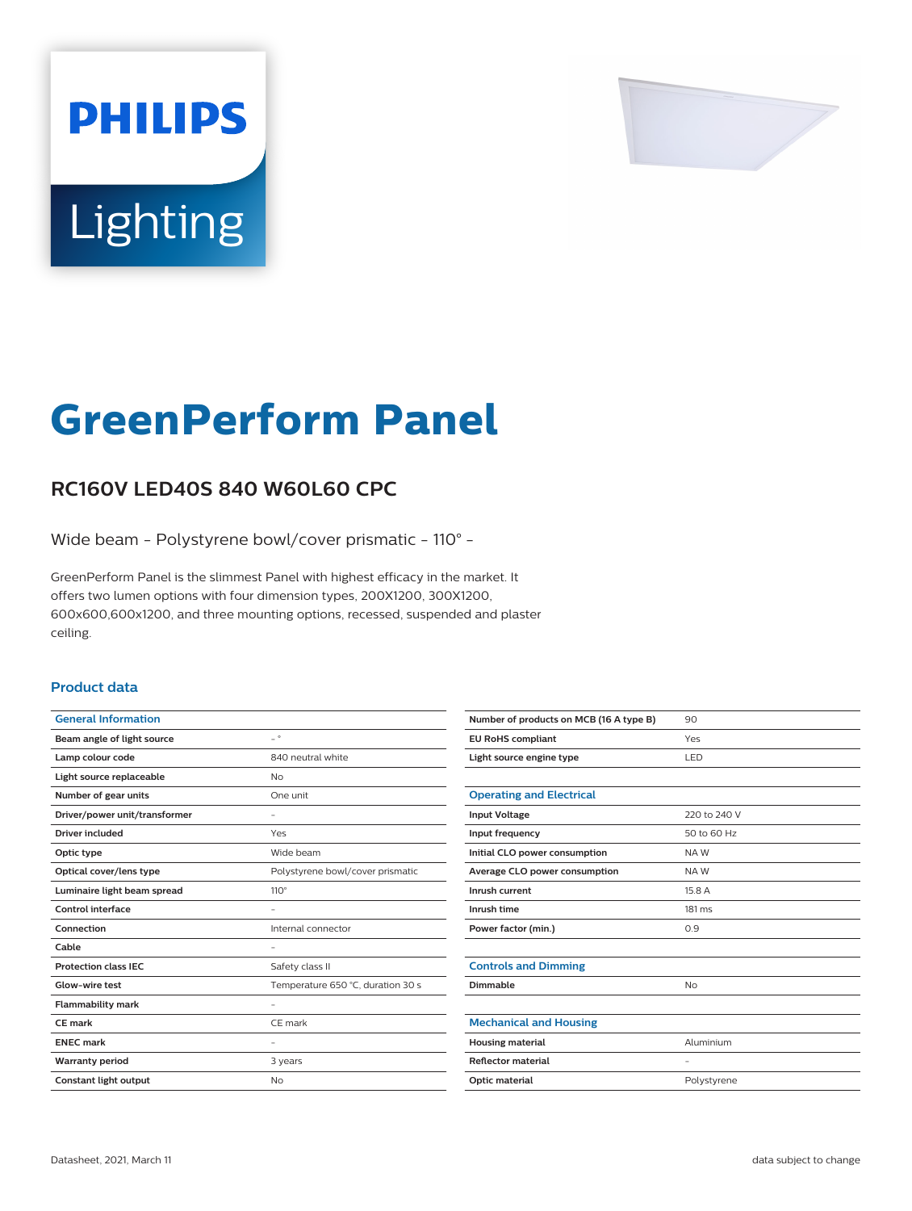PHILIPS

Lighting

# GreenPerform Panel

## RC160V LED40S 840 W60L60 CPC

Wide beam - Polystyrene bowl/cover prismatic - 110° -

GreenPerform Panel is the slimmest Panel with highest efficacy in the market. It offers two lumen options with four dimension types, 200X1200, 300X1200, 600x600,600x1200, and three mounting options, recessed, suspended and plaster ceiling.

### Product data

| General Information | |
|---|---|
| Beam angle of light source | - ° |
| Lamp colour code | 840 neutral white |
| Light source replaceable | No |
| Number of gear units | One unit |
| Driver/power unit/transformer | - |
| Driver included | Yes |
| Optic type | Wide beam |
| Optical cover/lens type | Polystyrene bowl/cover prismatic |
| Luminaire light beam spread | 110° |
| Control interface | - |
| Connection | Internal connector |
| Cable | - |
| Protection class IEC | Safety class II |
| Glow-wire test | Temperature 650 °C, duration 30 s |
| Flammability mark | - |
| CE mark | CE mark |
| ENEC mark | - |
| Warranty period | 3 years |
| Constant light output | No |
| Number of products on MCB (16 A type B) | 90 |
| EU RoHS compliant | Yes |
| Light source engine type | LED |

| Operating and Electrical | |
|---|---|
| Input Voltage | 220 to 240 V |
| Input frequency | 50 to 60 Hz |
| Initial CLO power consumption | NA W |
| Average CLO power consumption | NA W |
| Inrush current | 15.8 A |
| Inrush time | 181 ms |
| Power factor (min.) | 0.9 |

| Controls and Dimming | |
|---|---|
| Dimmable | No |

| Mechanical and Housing | |
|---|---|
| Housing material | Aluminium |
| Reflector material | - |
| Optic material | Polystyrene |

Datasheet, 2021, March 11

data subject to change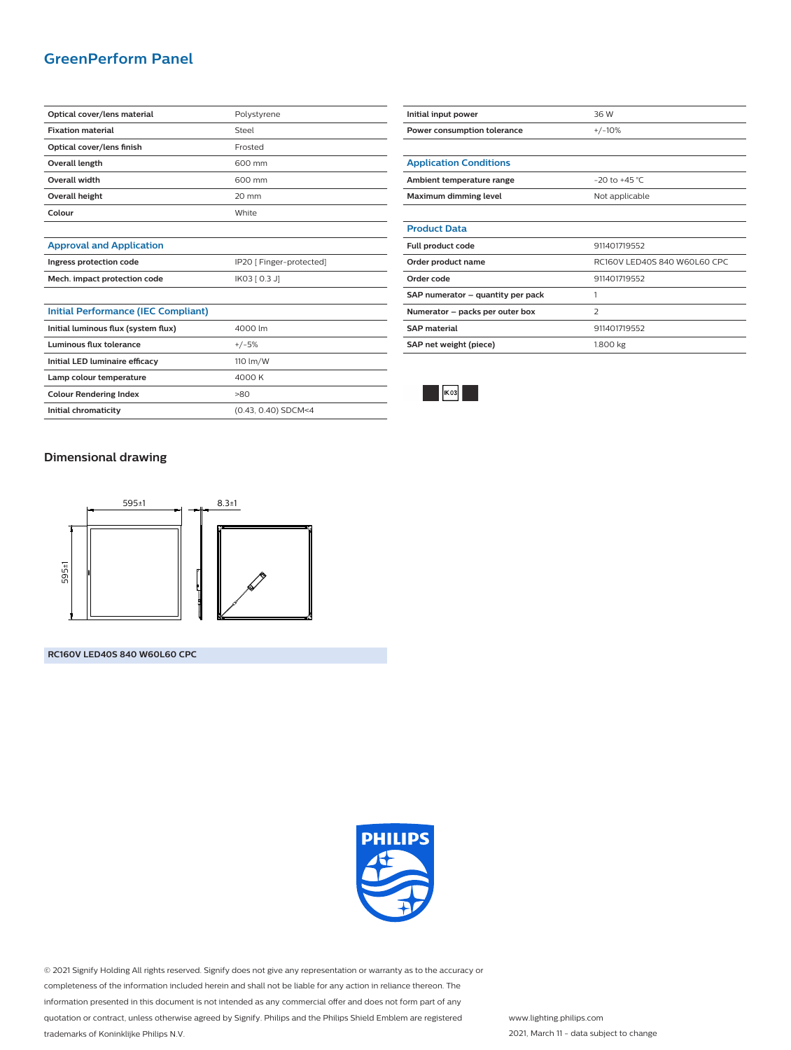# GreenPerform Panel

| | |
|---|---|
| Optical cover/lens material | Polystyrene |
| Fixation material | Steel |
| Optical cover/lens finish | Frosted |
| Overall length | 600 mm |
| Overall width | 600 mm |
| Overall height | 20 mm |
| Colour | White |

## Approval and Application

| | |
|---|---|
| Ingress protection code | IP20 [ Finger-protected] |
| Mech. impact protection code | IK03 [ 0.3 J] |

## Initial Performance (IEC Compliant)

| | |
|---|---|
| Initial luminous flux (system flux) | 4000 lm |
| Luminous flux tolerance | +/-5% |
| Initial LED luminaire efficacy | 110 lm/W |
| Lamp colour temperature | 4000 K |
| Colour Rendering Index | >80 |
| Initial chromaticity | (0.43, 0.40) SDCM<4 |

| | |
|---|---|
| Initial input power | 36 W |
| Power consumption tolerance | +/-10% |

## Application Conditions

| | |
|---|---|
| Ambient temperature range | -20 to +45 °C |
| Maximum dimming level | Not applicable |

## Product Data

| | |
|---|---|
| Full product code | 911401719552 |
| Order product name | RC160V LED40S 840 W60L60 CPC |
| Order code | 911401719552 |
| SAP numerator – quantity per pack | 1 |
| Numerator – packs per outer box | 2 |
| SAP material | 911401719552 |
| SAP net weight (piece) | 1.800 kg |

IK03

## Dimensional drawing

595±1

8.3±1

595±1

**RC160V LED40S 840 W60L60 CPC**

© 2021 Signify Holding All rights reserved. Signify does not give any representation or warranty as to the accuracy or completeness of the information included herein and shall not be liable for any action in reliance thereon. The information presented in this document is not intended as any commercial offer and does not form part of any quotation or contract, unless otherwise agreed by Signify. Philips and the Philips Shield Emblem are registered trademarks of Koninklijke Philips N.V.

www.lighting.philips.com

2021, March 11 - data subject to change